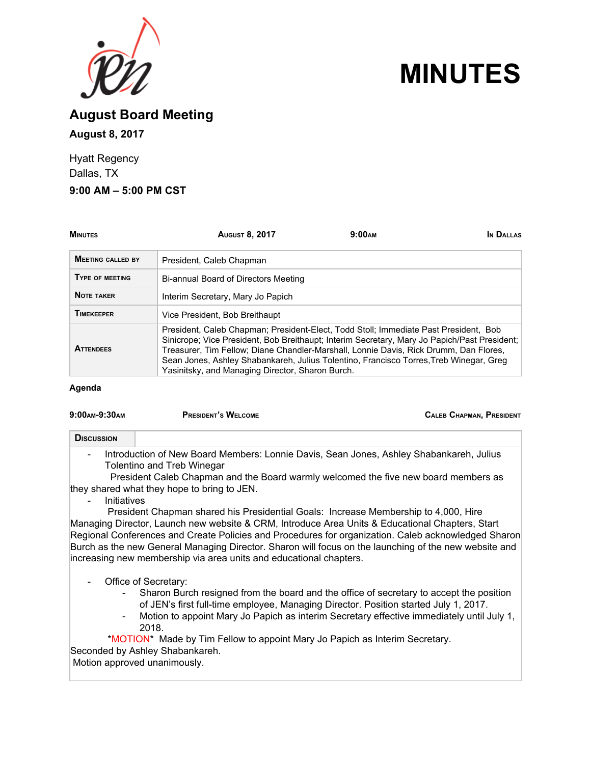# MINUTES

## August Board Meeting

**August 8, 2017**

Hyatt Regency
Dallas, TX

**9:00 AM – 5:00 PM CST**

| MINUTES | AUGUST 8, 2017 | 9:00AM | IN DALLAS |
|---|---|---|---|

| | |
|---|---|
| **MEETING CALLED BY** | President, Caleb Chapman |
| **TYPE OF MEETING** | Bi-annual Board of Directors Meeting |
| **NOTE TAKER** | Interim Secretary, Mary Jo Papich |
| **TIMEKEEPER** | Vice President, Bob Breithaupt |
| **ATTENDEES** | President, Caleb Chapman; President-Elect, Todd Stoll; Immediate Past President, Bob Sinicrope; Vice President, Bob Breithaupt; Interim Secretary, Mary Jo Papich/Past President; Treasurer, Tim Fellow; Diane Chandler-Marshall, Lonnie Davis, Rick Drumm, Dan Flores, Sean Jones, Ashley Shabankareh, Julius Tolentino, Francisco Torres,Treb Winegar, Greg Yasinitsky, and Managing Director, Sharon Burch. |

**Agenda**

**9:00AM-9:30AM** | **PRESIDENT'S WELCOME** | **CALEB CHAPMAN, PRESIDENT**

**DISCUSSION**

- Introduction of New Board Members: Lonnie Davis, Sean Jones, Ashley Shabankareh, Julius Tolentino and Treb Winegar

President Caleb Chapman and the Board warmly welcomed the five new board members as they shared what they hope to bring to JEN.

- Initiatives

President Chapman shared his Presidential Goals: Increase Membership to 4,000, Hire Managing Director, Launch new website & CRM, Introduce Area Units & Educational Chapters, Start Regional Conferences and Create Policies and Procedures for organization. Caleb acknowledged Sharon Burch as the new General Managing Director. Sharon will focus on the launching of the new website and increasing new membership via area units and educational chapters.

- Office of Secretary:
  - Sharon Burch resigned from the board and the office of secretary to accept the position of JEN's first full-time employee, Managing Director. Position started July 1, 2017.
  - Motion to appoint Mary Jo Papich as interim Secretary effective immediately until July 1, 2018.

*MOTION* Made by Tim Fellow to appoint Mary Jo Papich as Interim Secretary. Seconded by Ashley Shabankareh.
Motion approved unanimously.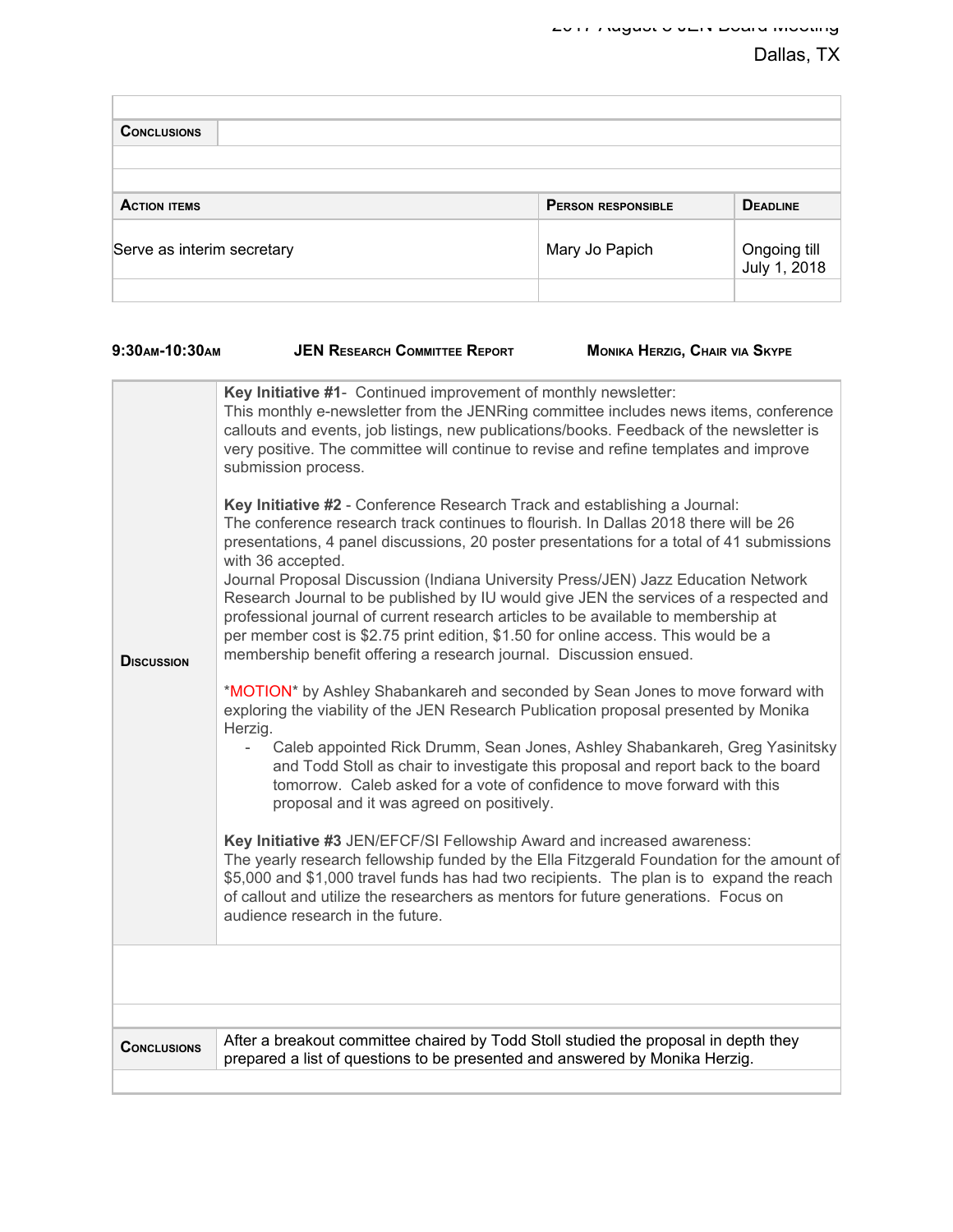| **Conclusions** | |
|---|---|
| | |

| **Action items** | **Person responsible** | **Deadline** |
|---|---|---|
| Serve as interim secretary | Mary Jo Papich | Ongoing till July 1, 2018 |
| | | |

**9:30am-10:30am** **JEN Research Committee Report** **Monika Herzig, Chair via Skype**

| | |
|---|---|
| **Discussion** | **Key Initiative #1**- Continued improvement of monthly newsletter:<br>This monthly e-newsletter from the JENRing committee includes news items, conference callouts and events, job listings, new publications/books. Feedback of the newsletter is very positive. The committee will continue to revise and refine templates and improve submission process.<br><br>**Key Initiative #2** - Conference Research Track and establishing a Journal:<br>The conference research track continues to flourish. In Dallas 2018 there will be 26 presentations, 4 panel discussions, 20 poster presentations for a total of 41 submissions with 36 accepted.<br>Journal Proposal Discussion (Indiana University Press/JEN) Jazz Education Network Research Journal to be published by IU would give JEN the services of a respected and professional journal of current research articles to be available to membership at per member cost is $2.75 print edition, $1.50 for online access. This would be a membership benefit offering a research journal. Discussion ensued.<br><br>*MOTION* by Ashley Shabankareh and seconded by Sean Jones to move forward with exploring the viability of the JEN Research Publication proposal presented by Monika Herzig.<br>- Caleb appointed Rick Drumm, Sean Jones, Ashley Shabankareh, Greg Yasinitsky and Todd Stoll as chair to investigate this proposal and report back to the board tomorrow. Caleb asked for a vote of confidence to move forward with this proposal and it was agreed on positively.<br><br>**Key Initiative #3** JEN/EFCF/SI Fellowship Award and increased awareness:<br>The yearly research fellowship funded by the Ella Fitzgerald Foundation for the amount of $5,000 and $1,000 travel funds has had two recipients. The plan is to expand the reach of callout and utilize the researchers as mentors for future generations. Focus on audience research in the future. |

| **Conclusions** | After a breakout committee chaired by Todd Stoll studied the proposal in depth they prepared a list of questions to be presented and answered by Monika Herzig. |
|---|---|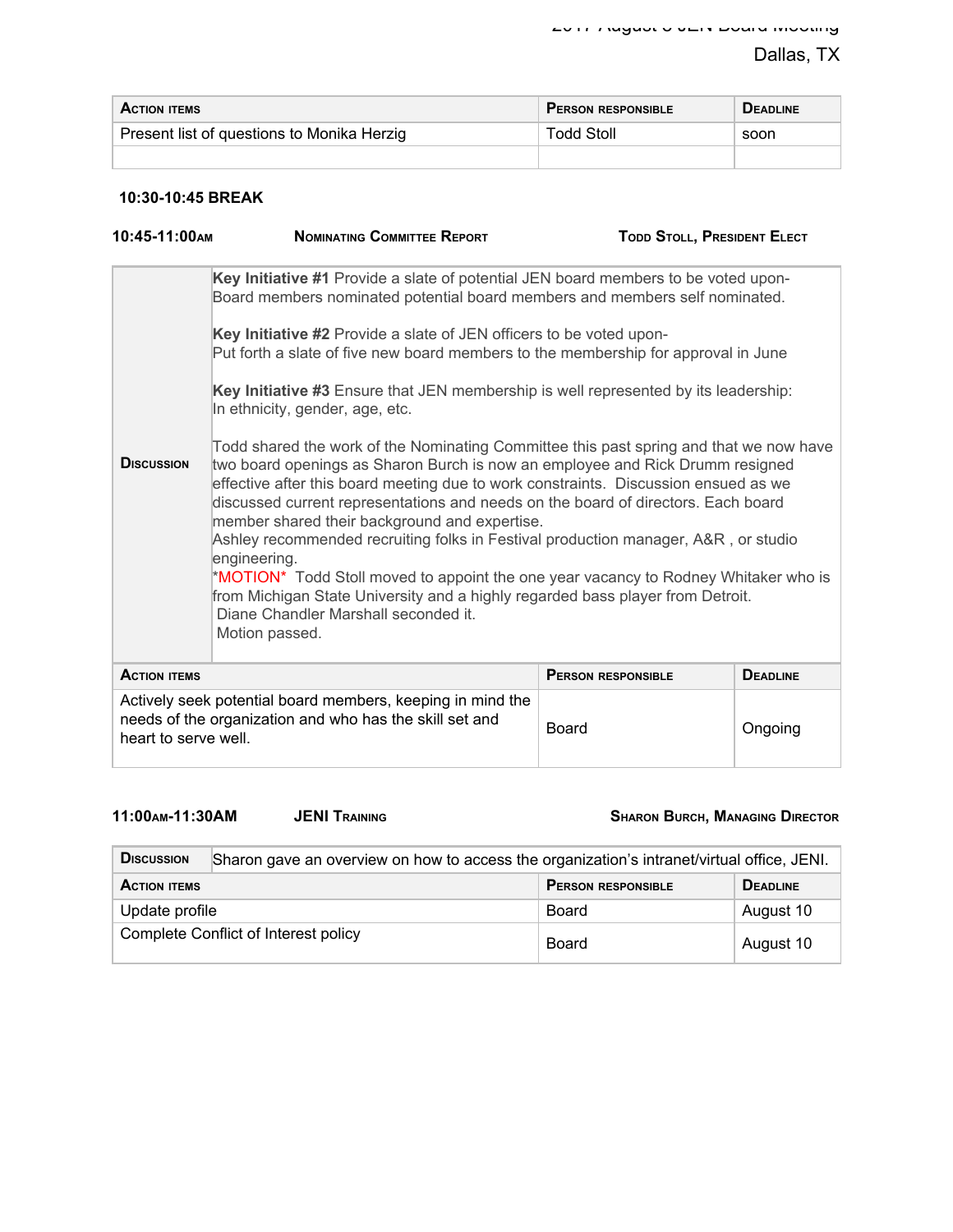| Action items | Person responsible | Deadline |
|---|---|---|
| Present list of questions to Monika Herzig | Todd Stoll | soon |
| | | |

**10:30-10:45 BREAK**

**10:45-11:00AM** **Nominating Committee Report** **Todd Stoll, President Elect**

| Discussion | **Key Initiative #1** Provide a slate of potential JEN board members to be voted upon- Board members nominated potential board members and members self nominated.<br><br>**Key Initiative #2** Provide a slate of JEN officers to be voted upon- Put forth a slate of five new board members to the membership for approval in June<br><br>**Key Initiative #3** Ensure that JEN membership is well represented by its leadership: In ethnicity, gender, age, etc.<br><br>Todd shared the work of the Nominating Committee this past spring and that we now have two board openings as Sharon Burch is now an employee and Rick Drumm resigned effective after this board meeting due to work constraints. Discussion ensued as we discussed current representations and needs on the board of directors. Each board member shared their background and expertise.<br>Ashley recommended recruiting folks in Festival production manager, A&R , or studio engineering.<br>*MOTION* Todd Stoll moved to appoint the one year vacancy to Rodney Whitaker who is from Michigan State University and a highly regarded bass player from Detroit.<br>Diane Chandler Marshall seconded it.<br>Motion passed. |
|---|---|

| Action items | Person responsible | Deadline |
|---|---|---|
| Actively seek potential board members, keeping in mind the needs of the organization and who has the skill set and heart to serve well. | Board | Ongoing |

**11:00AM-11:30AM** **JENI Training** **Sharon Burch, Managing Director**

| Discussion | Sharon gave an overview on how to access the organization's intranet/virtual office, JENI. |
|---|---|

| Action items | Person responsible | Deadline |
|---|---|---|
| Update profile | Board | August 10 |
| Complete Conflict of Interest policy | Board | August 10 |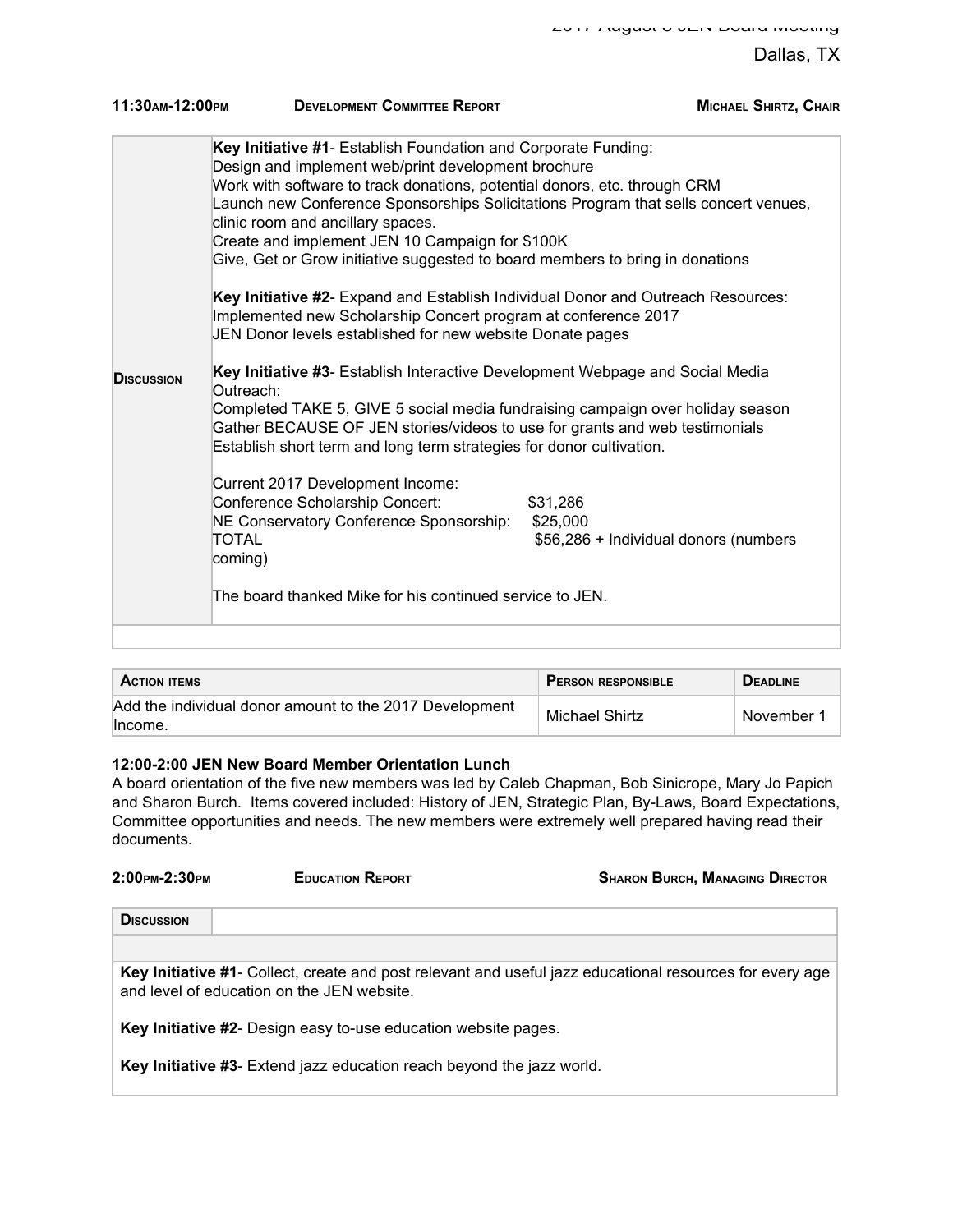**11:30AM-12:00PM** **DEVELOPMENT COMMITTEE REPORT** **MICHAEL SHIRTZ, CHAIR**

| | |
|---|---|
| **DISCUSSION** | **Key Initiative #1**- Establish Foundation and Corporate Funding:<br>Design and implement web/print development brochure<br>Work with software to track donations, potential donors, etc. through CRM<br>Launch new Conference Sponsorships Solicitations Program that sells concert venues, clinic room and ancillary spaces.<br>Create and implement JEN 10 Campaign for $100K<br>Give, Get or Grow initiative suggested to board members to bring in donations<br><br>**Key Initiative #2**- Expand and Establish Individual Donor and Outreach Resources:<br>Implemented new Scholarship Concert program at conference 2017<br>JEN Donor levels established for new website Donate pages<br><br>**Key Initiative #3**- Establish Interactive Development Webpage and Social Media Outreach:<br>Completed TAKE 5, GIVE 5 social media fundraising campaign over holiday season<br>Gather BECAUSE OF JEN stories/videos to use for grants and web testimonials<br>Establish short term and long term strategies for donor cultivation.<br><br>Current 2017 Development Income:<br>Conference Scholarship Concert: $31,286<br>NE Conservatory Conference Sponsorship: $25,000<br>TOTAL $56,286 + Individual donors (numbers coming)<br><br>The board thanked Mike for his continued service to JEN. |

| ACTION ITEMS | PERSON RESPONSIBLE | DEADLINE |
|---|---|---|
| Add the individual donor amount to the 2017 Development Income. | Michael Shirtz | November 1 |

**12:00-2:00 JEN New Board Member Orientation Lunch**

A board orientation of the five new members was led by Caleb Chapman, Bob Sinicrope, Mary Jo Papich and Sharon Burch. Items covered included: History of JEN, Strategic Plan, By-Laws, Board Expectations, Committee opportunities and needs. The new members were extremely well prepared having read their documents.

**2:00PM-2:30PM** **EDUCATION REPORT** **SHARON BURCH, MANAGING DIRECTOR**

| DISCUSSION | |
|---|---|

**Key Initiative #1**- Collect, create and post relevant and useful jazz educational resources for every age and level of education on the JEN website.

**Key Initiative #2**- Design easy to-use education website pages.

**Key Initiative #3**- Extend jazz education reach beyond the jazz world.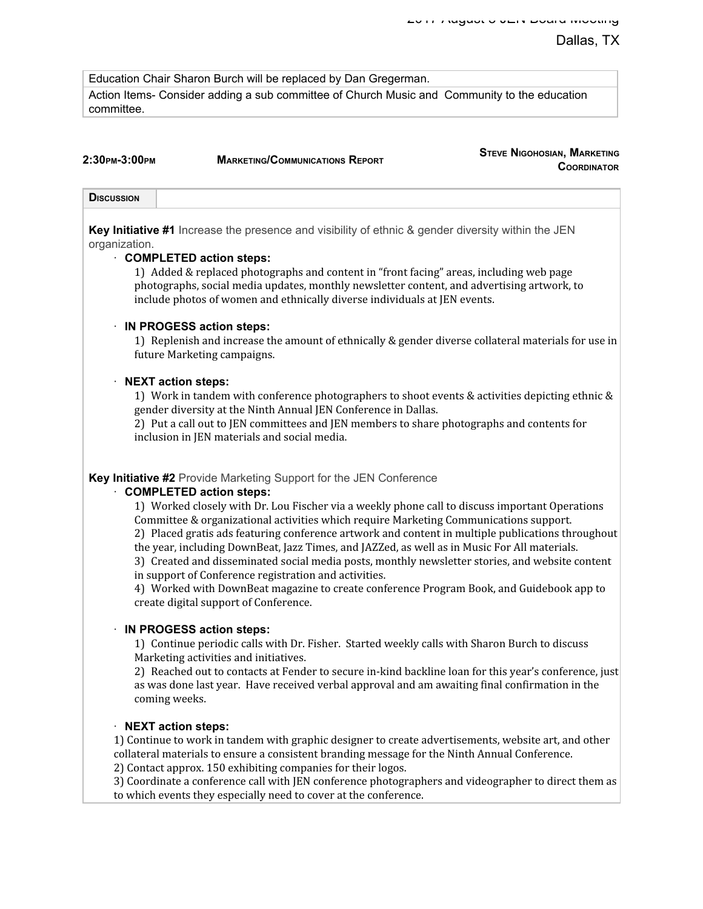| Education Chair Sharon Burch will be replaced by Dan Gregerman. |
| --- |
| Action Items- Consider adding a sub committee of Church Music and Community to the education committee. |

**2:30PM-3:00PM** **MARKETING/COMMUNICATIONS REPORT** **STEVE NIGOHOSIAN, MARKETING COORDINATOR**

**DISCUSSION**

**Key Initiative #1** Increase the presence and visibility of ethnic & gender diversity within the JEN organization.

- **COMPLETED action steps:**

  1) Added & replaced photographs and content in "front facing" areas, including web page photographs, social media updates, monthly newsletter content, and advertising artwork, to include photos of women and ethnically diverse individuals at JEN events.

- **IN PROGESS action steps:**

  1) Replenish and increase the amount of ethnically & gender diverse collateral materials for use in future Marketing campaigns.

- **NEXT action steps:**

  1) Work in tandem with conference photographers to shoot events & activities depicting ethnic & gender diversity at the Ninth Annual JEN Conference in Dallas.
  2) Put a call out to JEN committees and JEN members to share photographs and contents for inclusion in JEN materials and social media.

**Key Initiative #2** Provide Marketing Support for the JEN Conference

- **COMPLETED action steps:**

  1) Worked closely with Dr. Lou Fischer via a weekly phone call to discuss important Operations Committee & organizational activities which require Marketing Communications support.
  2) Placed gratis ads featuring conference artwork and content in multiple publications throughout the year, including DownBeat, Jazz Times, and JAZZed, as well as in Music For All materials.
  3) Created and disseminated social media posts, monthly newsletter stories, and website content in support of Conference registration and activities.
  4) Worked with DownBeat magazine to create conference Program Book, and Guidebook app to create digital support of Conference.

- **IN PROGESS action steps:**

  1) Continue periodic calls with Dr. Fisher. Started weekly calls with Sharon Burch to discuss Marketing activities and initiatives.
  2) Reached out to contacts at Fender to secure in-kind backline loan for this year's conference, just as was done last year. Have received verbal approval and am awaiting final confirmation in the coming weeks.

- **NEXT action steps:**

  1) Continue to work in tandem with graphic designer to create advertisements, website art, and other collateral materials to ensure a consistent branding message for the Ninth Annual Conference.
  2) Contact approx. 150 exhibiting companies for their logos.
  3) Coordinate a conference call with JEN conference photographers and videographer to direct them as to which events they especially need to cover at the conference.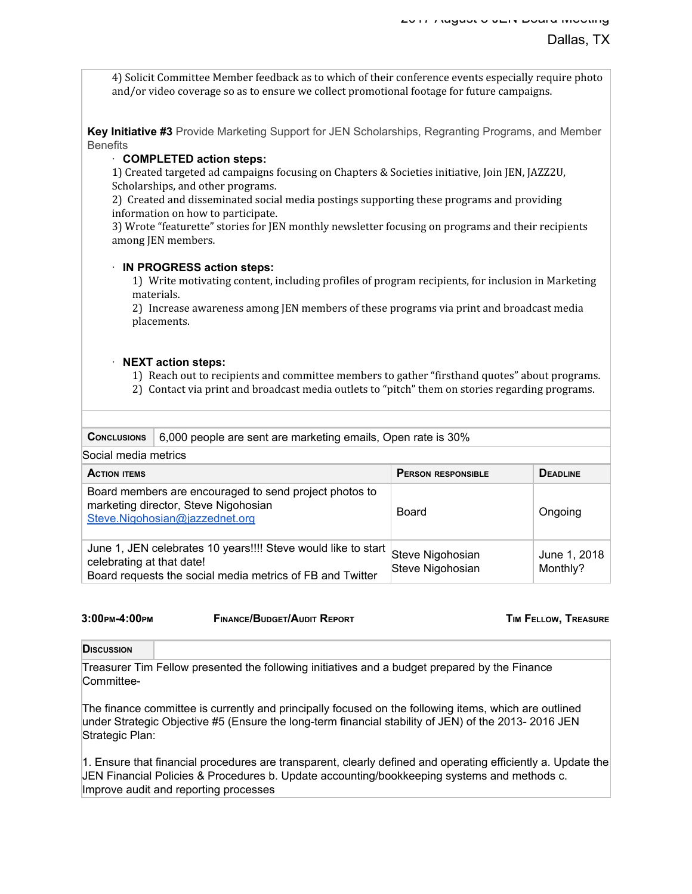4) Solicit Committee Member feedback as to which of their conference events especially require photo and/or video coverage so as to ensure we collect promotional footage for future campaigns.

**Key Initiative #3** Provide Marketing Support for JEN Scholarships, Regranting Programs, and Member Benefits

- **COMPLETED action steps:**

1) Created targeted ad campaigns focusing on Chapters & Societies initiative, Join JEN, JAZZ2U, Scholarships, and other programs.
2) Created and disseminated social media postings supporting these programs and providing information on how to participate.
3) Wrote "featurette" stories for JEN monthly newsletter focusing on programs and their recipients among JEN members.

- **IN PROGRESS action steps:**

1) Write motivating content, including profiles of program recipients, for inclusion in Marketing materials.
2) Increase awareness among JEN members of these programs via print and broadcast media placements.

- **NEXT action steps:**

1) Reach out to recipients and committee members to gather "firsthand quotes" about programs.
2) Contact via print and broadcast media outlets to "pitch" them on stories regarding programs.

| **Conclusions** | 6,000 people are sent are marketing emails, Open rate is 30% |
|---|---|

Social media metrics

| **Action items** | **Person responsible** | **Deadline** |
|---|---|---|
| Board members are encouraged to send project photos to marketing director, Steve Nigohosian Steve.Nigohosian@jazzednet.org | Board | Ongoing |
| June 1, JEN celebrates 10 years!!!! Steve would like to start celebrating at that date! Board requests the social media metrics of FB and Twitter | Steve Nigohosian Steve Nigohosian | June 1, 2018 Monthly? |

**3:00pm-4:00pm** **Finance/Budget/Audit Report** **Tim Fellow, Treasure**

**Discussion**

Treasurer Tim Fellow presented the following initiatives and a budget prepared by the Finance Committee-

The finance committee is currently and principally focused on the following items, which are outlined under Strategic Objective #5 (Ensure the long-term financial stability of JEN) of the 2013- 2016 JEN Strategic Plan:

1. Ensure that financial procedures are transparent, clearly defined and operating efficiently a. Update the JEN Financial Policies & Procedures b. Update accounting/bookkeeping systems and methods c. Improve audit and reporting processes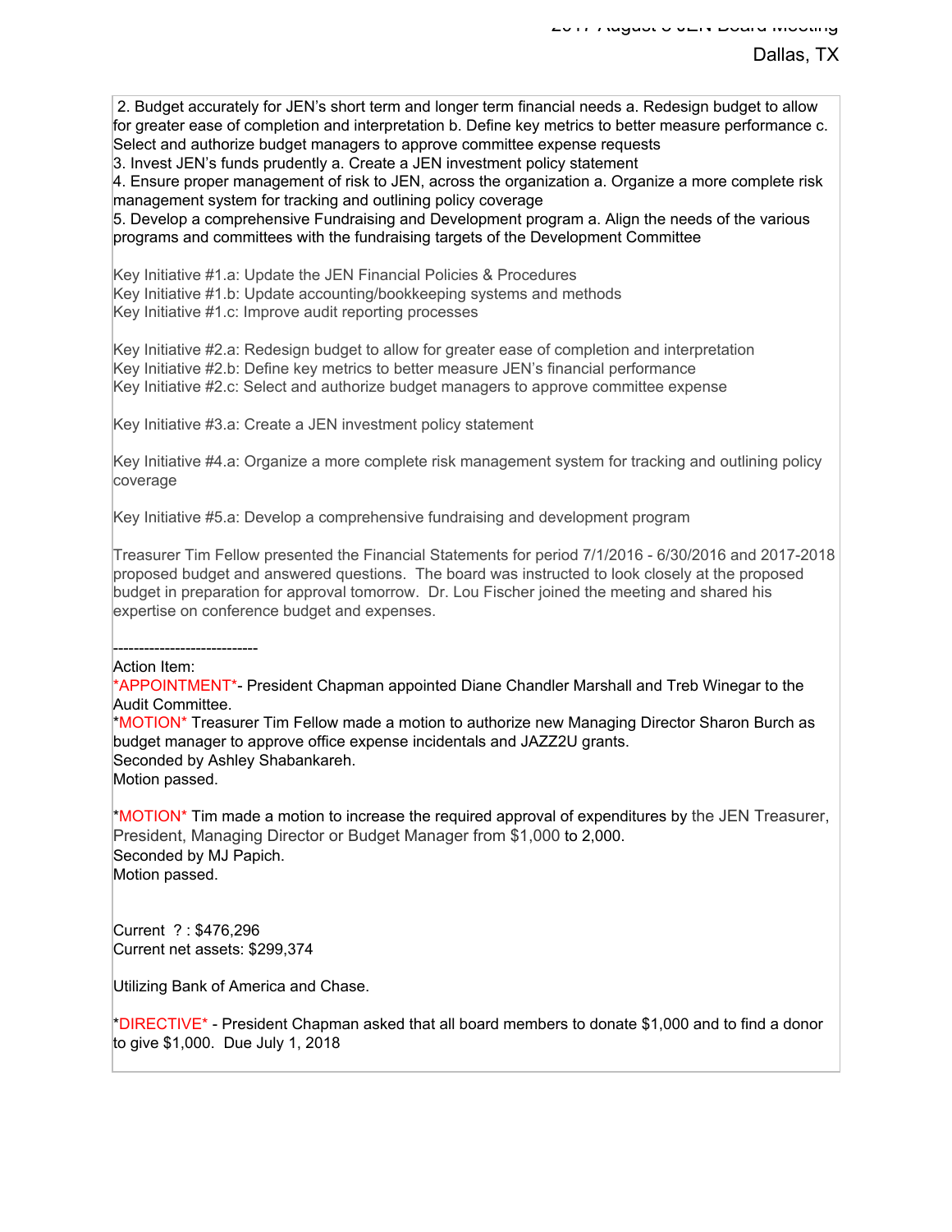2. Budget accurately for JEN's short term and longer term financial needs a. Redesign budget to allow for greater ease of completion and interpretation b. Define key metrics to better measure performance c. Select and authorize budget managers to approve committee expense requests
3. Invest JEN's funds prudently a. Create a JEN investment policy statement
4. Ensure proper management of risk to JEN, across the organization a. Organize a more complete risk management system for tracking and outlining policy coverage
5. Develop a comprehensive Fundraising and Development program a. Align the needs of the various programs and committees with the fundraising targets of the Development Committee

Key Initiative #1.a: Update the JEN Financial Policies & Procedures
Key Initiative #1.b: Update accounting/bookkeeping systems and methods
Key Initiative #1.c: Improve audit reporting processes

Key Initiative #2.a: Redesign budget to allow for greater ease of completion and interpretation
Key Initiative #2.b: Define key metrics to better measure JEN's financial performance
Key Initiative #2.c: Select and authorize budget managers to approve committee expense

Key Initiative #3.a: Create a JEN investment policy statement

Key Initiative #4.a: Organize a more complete risk management system for tracking and outlining policy coverage

Key Initiative #5.a: Develop a comprehensive fundraising and development program

Treasurer Tim Fellow presented the Financial Statements for period 7/1/2016 - 6/30/2016 and 2017-2018 proposed budget and answered questions. The board was instructed to look closely at the proposed budget in preparation for approval tomorrow. Dr. Lou Fischer joined the meeting and shared his expertise on conference budget and expenses.

----------------------------
Action Item:
*APPOINTMENT*- President Chapman appointed Diane Chandler Marshall and Treb Winegar to the Audit Committee.
*MOTION* Treasurer Tim Fellow made a motion to authorize new Managing Director Sharon Burch as budget manager to approve office expense incidentals and JAZZ2U grants.
Seconded by Ashley Shabankareh.
Motion passed.

*MOTION* Tim made a motion to increase the required approval of expenditures by the JEN Treasurer, President, Managing Director or Budget Manager from $1,000 to 2,000.
Seconded by MJ Papich.
Motion passed.

Current ? : $476,296
Current net assets: $299,374

Utilizing Bank of America and Chase.

*DIRECTIVE* - President Chapman asked that all board members to donate $1,000 and to find a donor to give $1,000. Due July 1, 2018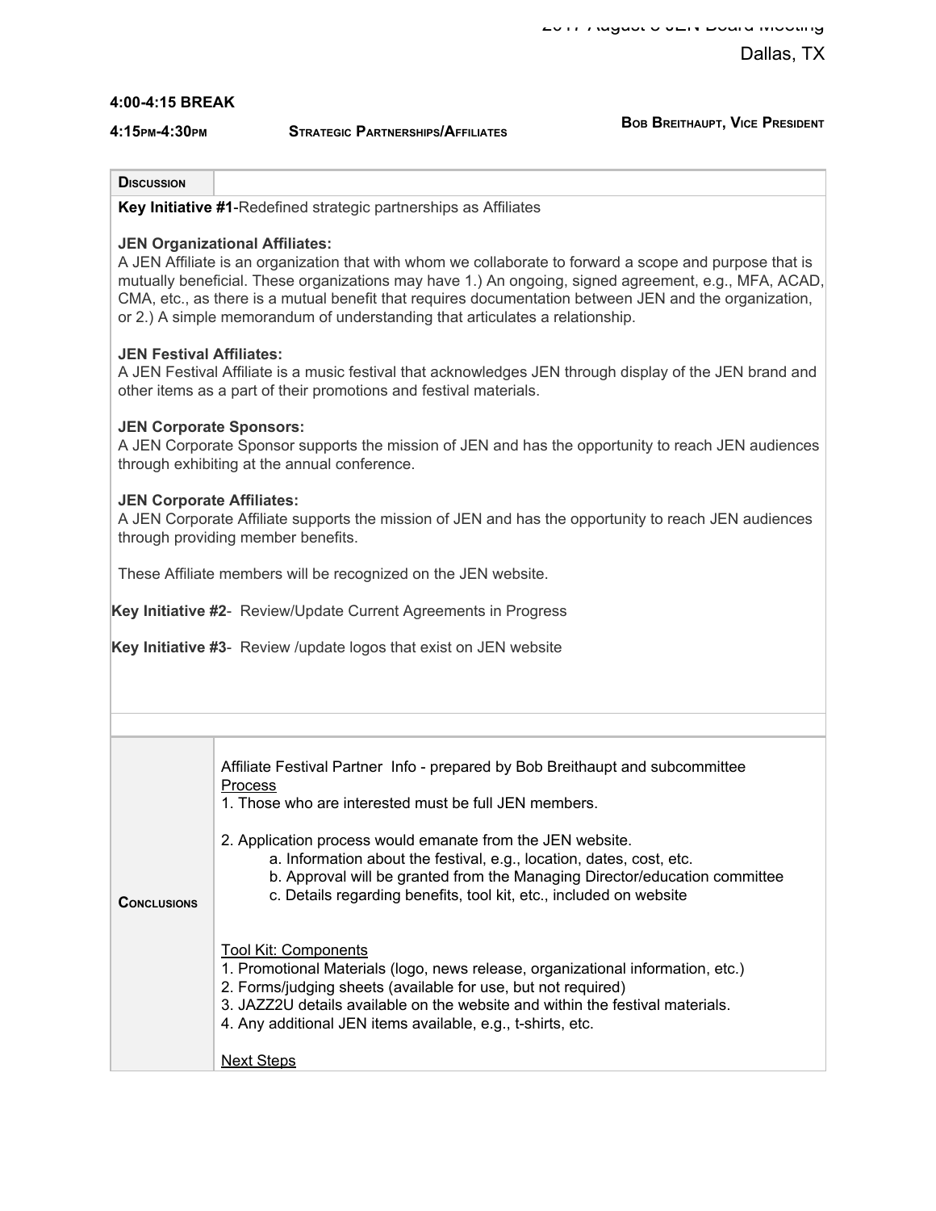**4:00-4:15 BREAK**

**4:15PM-4:30PM** **STRATEGIC PARTNERSHIPS/AFFILIATES** **BOB BREITHAUPT, VICE PRESIDENT**

**DISCUSSION**

**Key Initiative #1**-Redefined strategic partnerships as Affiliates

**JEN Organizational Affiliates:**
A JEN Affiliate is an organization that with whom we collaborate to forward a scope and purpose that is mutually beneficial. These organizations may have 1.) An ongoing, signed agreement, e.g., MFA, ACAD, CMA, etc., as there is a mutual benefit that requires documentation between JEN and the organization, or 2.) A simple memorandum of understanding that articulates a relationship.

**JEN Festival Affiliates:**
A JEN Festival Affiliate is a music festival that acknowledges JEN through display of the JEN brand and other items as a part of their promotions and festival materials.

**JEN Corporate Sponsors:**
A JEN Corporate Sponsor supports the mission of JEN and has the opportunity to reach JEN audiences through exhibiting at the annual conference.

**JEN Corporate Affiliates:**
A JEN Corporate Affiliate supports the mission of JEN and has the opportunity to reach JEN audiences through providing member benefits.

These Affiliate members will be recognized on the JEN website.

**Key Initiative #2**- Review/Update Current Agreements in Progress

**Key Initiative #3**- Review /update logos that exist on JEN website

**CONCLUSIONS**

Affiliate Festival Partner Info - prepared by Bob Breithaupt and subcommittee

Process

1. Those who are interested must be full JEN members.

2. Application process would emanate from the JEN website.
   a. Information about the festival, e.g., location, dates, cost, etc.
   b. Approval will be granted from the Managing Director/education committee
   c. Details regarding benefits, tool kit, etc., included on website

Tool Kit: Components

1. Promotional Materials (logo, news release, organizational information, etc.)
2. Forms/judging sheets (available for use, but not required)
3. JAZZ2U details available on the website and within the festival materials.
4. Any additional JEN items available, e.g., t-shirts, etc.

Next Steps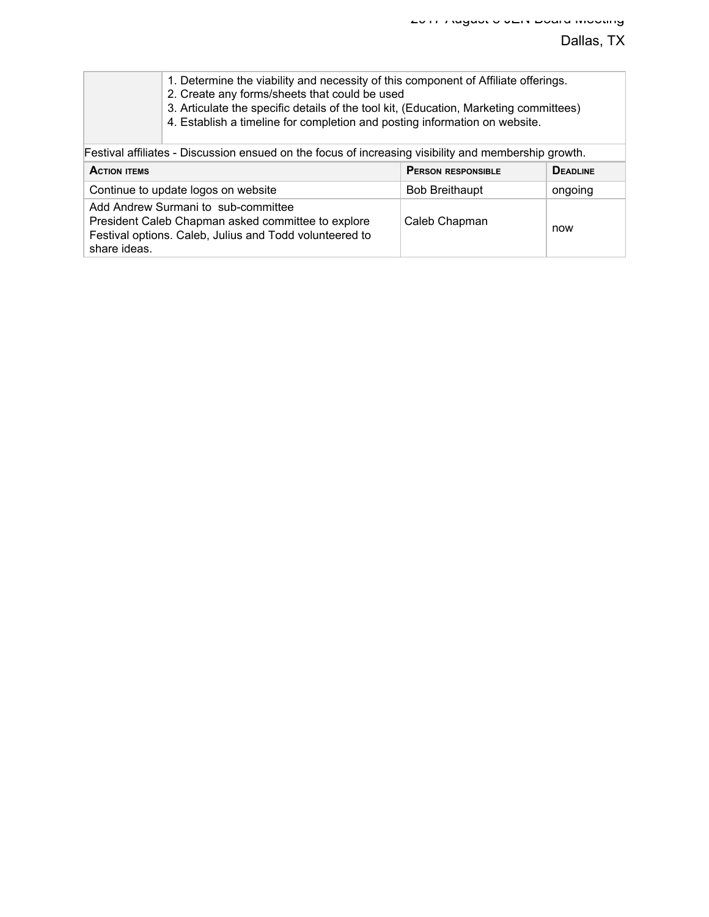| | |
|---|---|
| | 1. Determine the viability and necessity of this component of Affiliate offerings.<br>2. Create any forms/sheets that could be used<br>3. Articulate the specific details of the tool kit, (Education, Marketing committees)<br>4. Establish a timeline for completion and posting information on website. |

Festival affiliates - Discussion ensued on the focus of increasing visibility and membership growth.

| Action items | Person responsible | Deadline |
|---|---|---|
| Continue to update logos on website | Bob Breithaupt | ongoing |
| Add Andrew Surmani to sub-committee<br>President Caleb Chapman asked committee to explore Festival options. Caleb, Julius and Todd volunteered to share ideas. | Caleb Chapman | now |